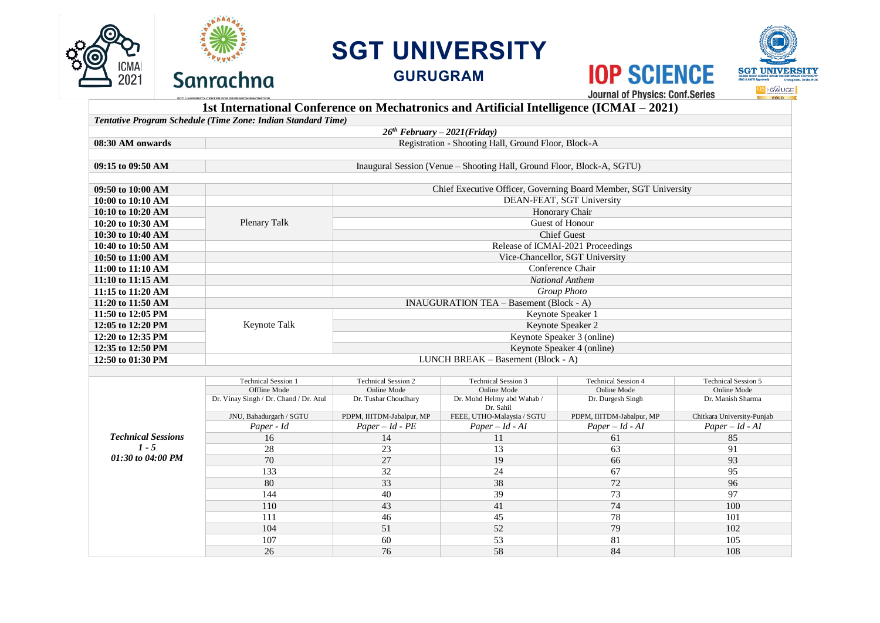SGT UNIVERSITY

GURUGRAM

IOP SCIENCE

Journal of Physics: Conf.Series

# 1st International Conference on Mechatronics and Artificial Intelligence (ICMAI – 2021)

***Tentative Program Schedule (Time Zone: Indian Standard Time)***

***26th February – 2021(Friday)***

| Time | | Event |
|---|---|---|
| **08:30 AM onwards** | Registration - Shooting Hall, Ground Floor, Block-A | |
| **09:15 to 09:50 AM** | Inaugural Session (Venue – Shooting Hall, Ground Floor, Block-A, SGTU) | |
| **09:50 to 10:00 AM** | Plenary Talk | Chief Executive Officer, Governing Board Member, SGT University |
| **10:00 to 10:10 AM** | | DEAN-FEAT, SGT University |
| **10:10 to 10:20 AM** | | Honorary Chair |
| **10:20 to 10:30 AM** | | Guest of Honour |
| **10:30 to 10:40 AM** | | Chief Guest |
| **10:40 to 10:50 AM** | | Release of ICMAI-2021 Proceedings |
| **10:50 to 11:00 AM** | | Vice-Chancellor, SGT University |
| **11:00 to 11:10 AM** | | Conference Chair |
| **11:10 to 11:15 AM** | | *National Anthem* |
| **11:15 to 11:20 AM** | | *Group Photo* |
| **11:20 to 11:50 AM** | INAUGURATION TEA – Basement (Block - A) | |
| **11:50 to 12:05 PM** | Keynote Talk | Keynote Speaker 1 |
| **12:05 to 12:20 PM** | | Keynote Speaker 2 |
| **12:20 to 12:35 PM** | | Keynote Speaker 3 (online) |
| **12:35 to 12:50 PM** | | Keynote Speaker 4 (online) |
| **12:50 to 01:30 PM** | LUNCH BREAK – Basement (Block - A) | |

| ***Technical Sessions 1 - 5 01:30 to 04:00 PM*** | Technical Session 1 | Technical Session 2 | Technical Session 3 | Technical Session 4 | Technical Session 5 |
|---|---|---|---|---|---|
| | Offline Mode | Online Mode | Online Mode | Online Mode | Online Mode |
| | Dr. Vinay Singh / Dr. Chand / Dr. Atul | Dr. Tushar Choudhary | Dr. Mohd Helmy abd Wahab / Dr. Sahil | Dr. Durgesh Singh | Dr. Manish Sharma |
| | JNU, Bahadurgarh / SGTU | PDPM, IIITDM-Jabalpur, MP | FEEE, UTHO-Malaysia / SGTU | PDPM, IIITDM-Jabalpur, MP | Chitkara University-Punjab |
| | *Paper - Id* | *Paper – Id - PE* | *Paper – Id - AI* | *Paper – Id - AI* | *Paper – Id - AI* |
| | 16 | 14 | 11 | 61 | 85 |
| | 28 | 23 | 13 | 63 | 91 |
| | 70 | 27 | 19 | 66 | 93 |
| | 133 | 32 | 24 | 67 | 95 |
| | 80 | 33 | 38 | 72 | 96 |
| | 144 | 40 | 39 | 73 | 97 |
| | 110 | 43 | 41 | 74 | 100 |
| | 111 | 46 | 45 | 78 | 101 |
| | 104 | 51 | 52 | 79 | 102 |
| | 107 | 60 | 53 | 81 | 105 |
| | 26 | 76 | 58 | 84 | 108 |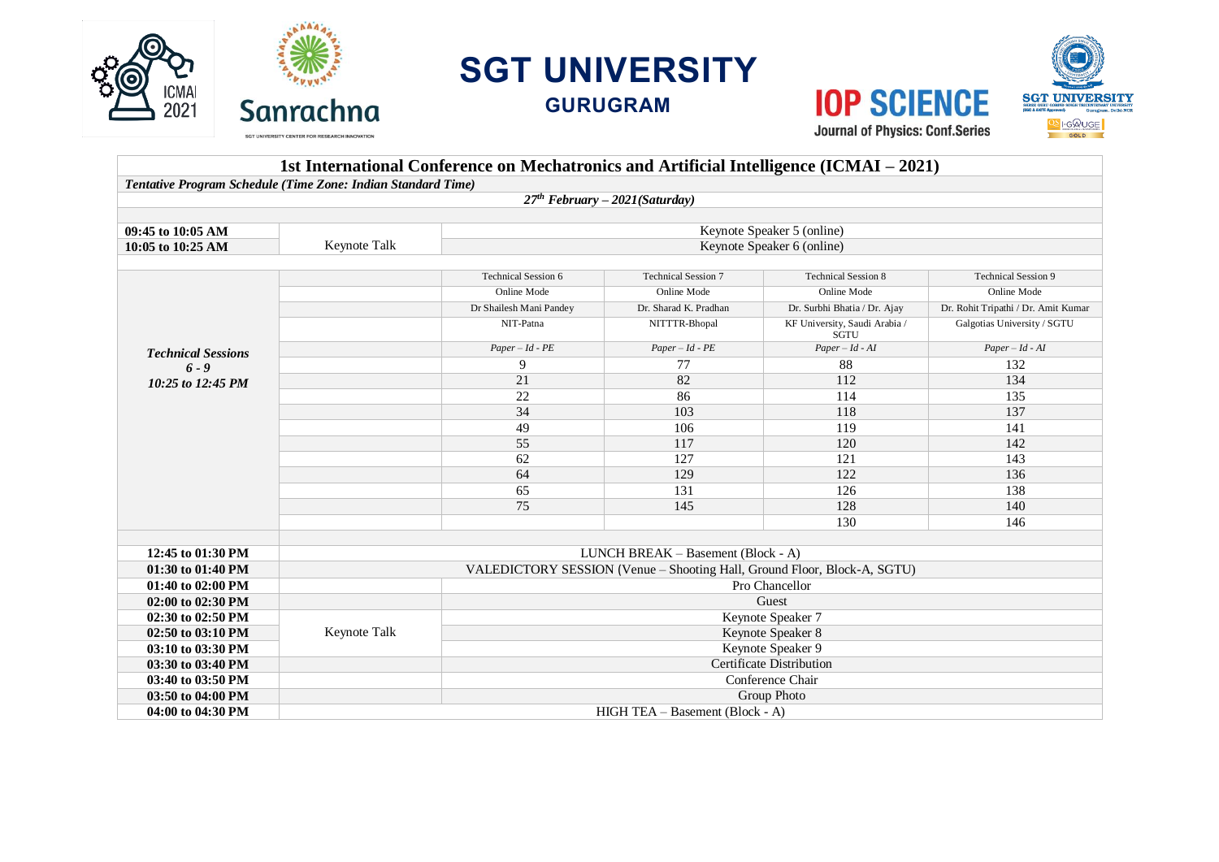SGT UNIVERSITY
GURUGRAM

IOP SCIENCE
Journal of Physics: Conf.Series

# 1st International Conference on Mechatronics and Artificial Intelligence (ICMAI – 2021)

***Tentative Program Schedule (Time Zone: Indian Standard Time)***

***27th February – 2021(Saturday)***

| | | | | | |
|---|---|---|---|---|---|
| **09:45 to 10:05 AM** | Keynote Talk | Keynote Speaker 5 (online) | | | |
| **10:05 to 10:25 AM** | | Keynote Speaker 6 (online) | | | |
| ***Technical Sessions 6 - 9 10:25 to 12:45 PM*** | | Technical Session 6 | Technical Session 7 | Technical Session 8 | Technical Session 9 |
| | | Online Mode | Online Mode | Online Mode | Online Mode |
| | | Dr Shailesh Mani Pandey | Dr. Sharad K. Pradhan | Dr. Surbhi Bhatia / Dr. Ajay | Dr. Rohit Tripathi / Dr. Amit Kumar |
| | | NIT-Patna | NITTTR-Bhopal | KF University, Saudi Arabia / SGTU | Galgotias University / SGTU |
| | | *Paper – Id - PE* | *Paper – Id - PE* | *Paper – Id - AI* | *Paper – Id - AI* |
| | | 9 | 77 | 88 | 132 |
| | | 21 | 82 | 112 | 134 |
| | | 22 | 86 | 114 | 135 |
| | | 34 | 103 | 118 | 137 |
| | | 49 | 106 | 119 | 141 |
| | | 55 | 117 | 120 | 142 |
| | | 62 | 127 | 121 | 143 |
| | | 64 | 129 | 122 | 136 |
| | | 65 | 131 | 126 | 138 |
| | | 75 | 145 | 128 | 140 |
| | | | | 130 | 146 |
| **12:45 to 01:30 PM** | LUNCH BREAK – Basement (Block - A) | | | | |
| **01:30 to 01:40 PM** | VALEDICTORY SESSION (Venue – Shooting Hall, Ground Floor, Block-A, SGTU) | | | | |
| **01:40 to 02:00 PM** | | Pro Chancellor | | | |
| **02:00 to 02:30 PM** | | Guest | | | |
| **02:30 to 02:50 PM** | Keynote Talk | Keynote Speaker 7 | | | |
| **02:50 to 03:10 PM** | | Keynote Speaker 8 | | | |
| **03:10 to 03:30 PM** | | Keynote Speaker 9 | | | |
| **03:30 to 03:40 PM** | | Certificate Distribution | | | |
| **03:40 to 03:50 PM** | | Conference Chair | | | |
| **03:50 to 04:00 PM** | | Group Photo | | | |
| **04:00 to 04:30 PM** | HIGH TEA – Basement (Block - A) | | | | |